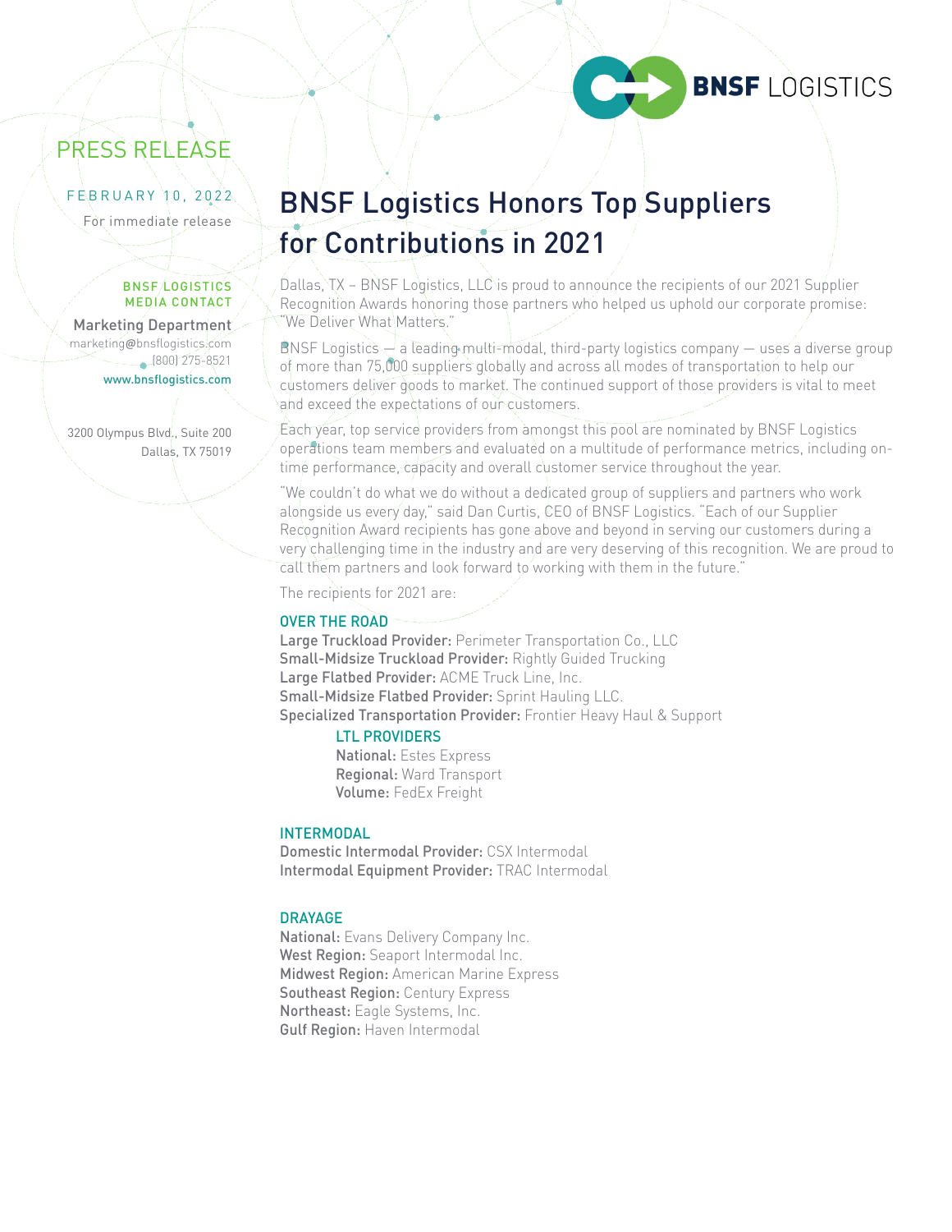BNSF LOGISTICS

PRESS RELEASE

FEBRUARY 10, 2022

For immediate release

BNSF LOGISTICS MEDIA CONTACT

Marketing Department
marketing@bnsflogistics.com
(800) 275-8521
www.bnsflogistics.com

3200 Olympus Blvd., Suite 200
Dallas, TX 75019

# BNSF Logistics Honors Top Suppliers for Contributions in 2021

Dallas, TX – BNSF Logistics, LLC is proud to announce the recipients of our 2021 Supplier Recognition Awards honoring those partners who helped us uphold our corporate promise: "We Deliver What Matters."

BNSF Logistics — a leading multi-modal, third-party logistics company — uses a diverse group of more than 75,000 suppliers globally and across all modes of transportation to help our customers deliver goods to market. The continued support of those providers is vital to meet and exceed the expectations of our customers.

Each year, top service providers from amongst this pool are nominated by BNSF Logistics operations team members and evaluated on a multitude of performance metrics, including on-time performance, capacity and overall customer service throughout the year.

"We couldn't do what we do without a dedicated group of suppliers and partners who work alongside us every day," said Dan Curtis, CEO of BNSF Logistics. "Each of our Supplier Recognition Award recipients has gone above and beyond in serving our customers during a very challenging time in the industry and are very deserving of this recognition. We are proud to call them partners and look forward to working with them in the future."

The recipients for 2021 are:

## OVER THE ROAD

**Large Truckload Provider:** Perimeter Transportation Co., LLC
**Small-Midsize Truckload Provider:** Rightly Guided Trucking
**Large Flatbed Provider:** ACME Truck Line, Inc.
**Small-Midsize Flatbed Provider:** Sprint Hauling LLC.
**Specialized Transportation Provider:** Frontier Heavy Haul & Support

### LTL PROVIDERS

**National:** Estes Express
**Regional:** Ward Transport
**Volume:** FedEx Freight

## INTERMODAL

**Domestic Intermodal Provider:** CSX Intermodal
**Intermodal Equipment Provider:** TRAC Intermodal

## DRAYAGE

**National:** Evans Delivery Company Inc.
**West Region:** Seaport Intermodal Inc.
**Midwest Region:** American Marine Express
**Southeast Region:** Century Express
**Northeast:** Eagle Systems, Inc.
**Gulf Region:** Haven Intermodal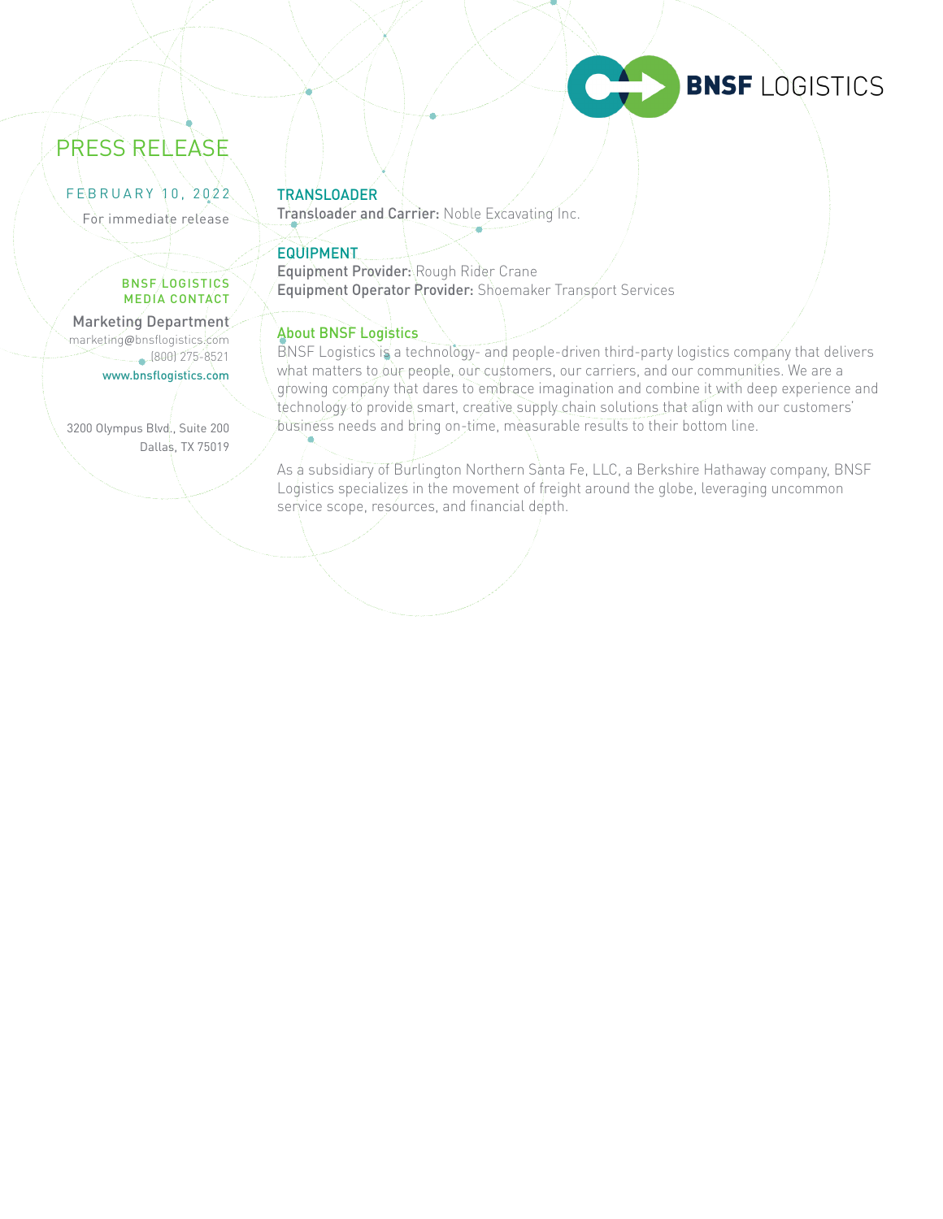# PRESS RELEASE

FEBRUARY 10, 2022

For immediate release

**BNSF LOGISTICS MEDIA CONTACT**

Marketing Department
marketing@bnsflogistics.com
(800) 275-8521
www.bnsflogistics.com

3200 Olympus Blvd., Suite 200
Dallas, TX 75019

## TRANSLOADER

**Transloader and Carrier:** Noble Excavating Inc.

## EQUIPMENT

**Equipment Provider:** Rough Rider Crane
**Equipment Operator Provider:** Shoemaker Transport Services

## About BNSF Logistics

BNSF Logistics is a technology- and people-driven third-party logistics company that delivers what matters to our people, our customers, our carriers, and our communities. We are a growing company that dares to embrace imagination and combine it with deep experience and technology to provide smart, creative supply chain solutions that align with our customers' business needs and bring on-time, measurable results to their bottom line.

As a subsidiary of Burlington Northern Santa Fe, LLC, a Berkshire Hathaway company, BNSF Logistics specializes in the movement of freight around the globe, leveraging uncommon service scope, resources, and financial depth.